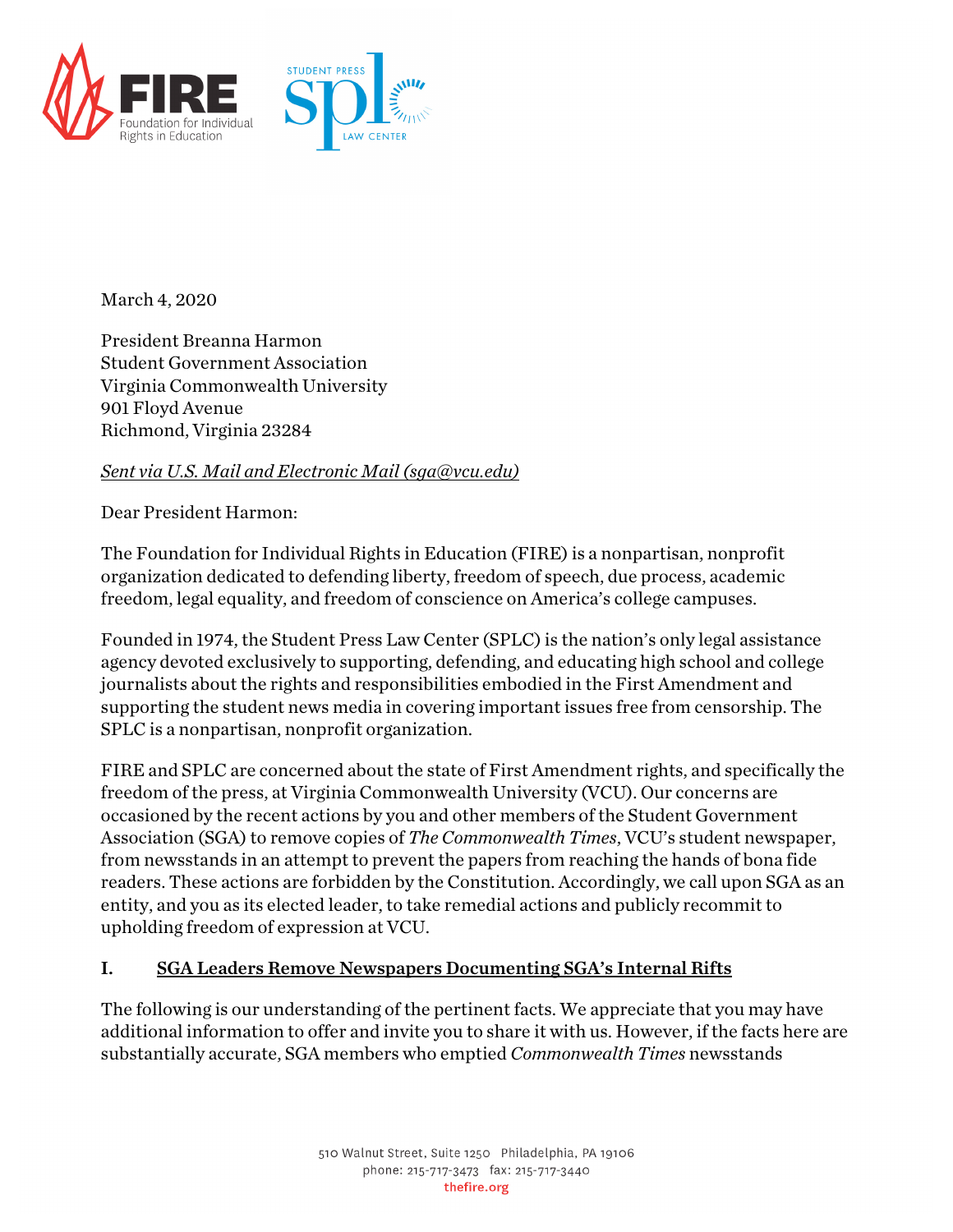March 4, 2020

President Breanna Harmon
Student Government Association
Virginia Commonwealth University
901 Floyd Avenue
Richmond, Virginia 23284

*Sent via U.S. Mail and Electronic Mail (sga@vcu.edu)*

Dear President Harmon:

The Foundation for Individual Rights in Education (FIRE) is a nonpartisan, nonprofit organization dedicated to defending liberty, freedom of speech, due process, academic freedom, legal equality, and freedom of conscience on America's college campuses.

Founded in 1974, the Student Press Law Center (SPLC) is the nation's only legal assistance agency devoted exclusively to supporting, defending, and educating high school and college journalists about the rights and responsibilities embodied in the First Amendment and supporting the student news media in covering important issues free from censorship. The SPLC is a nonpartisan, nonprofit organization.

FIRE and SPLC are concerned about the state of First Amendment rights, and specifically the freedom of the press, at Virginia Commonwealth University (VCU). Our concerns are occasioned by the recent actions by you and other members of the Student Government Association (SGA) to remove copies of *The Commonwealth Times*, VCU's student newspaper, from newsstands in an attempt to prevent the papers from reaching the hands of bona fide readers. These actions are forbidden by the Constitution. Accordingly, we call upon SGA as an entity, and you as its elected leader, to take remedial actions and publicly recommit to upholding freedom of expression at VCU.

## I. SGA Leaders Remove Newspapers Documenting SGA's Internal Rifts

The following is our understanding of the pertinent facts. We appreciate that you may have additional information to offer and invite you to share it with us. However, if the facts here are substantially accurate, SGA members who emptied *Commonwealth Times* newsstands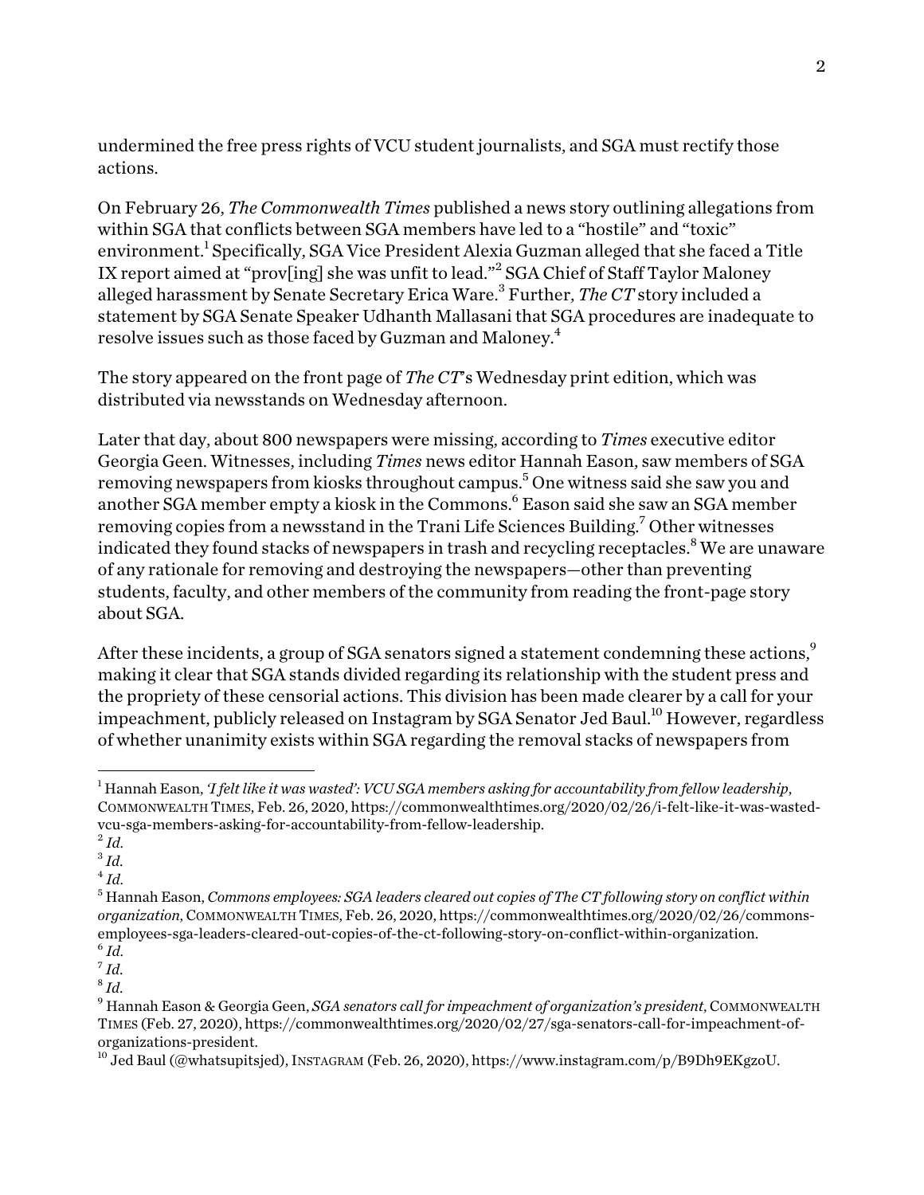undermined the free press rights of VCU student journalists, and SGA must rectify those actions.

On February 26, *The Commonwealth Times* published a news story outlining allegations from within SGA that conflicts between SGA members have led to a "hostile" and "toxic" environment.[1] Specifically, SGA Vice President Alexia Guzman alleged that she faced a Title IX report aimed at "prov[ing] she was unfit to lead."[2] SGA Chief of Staff Taylor Maloney alleged harassment by Senate Secretary Erica Ware.[3] Further, *The CT* story included a statement by SGA Senate Speaker Udhanth Mallasani that SGA procedures are inadequate to resolve issues such as those faced by Guzman and Maloney.[4]

The story appeared on the front page of *The CT*'s Wednesday print edition, which was distributed via newsstands on Wednesday afternoon.

Later that day, about 800 newspapers were missing, according to *Times* executive editor Georgia Geen. Witnesses, including *Times* news editor Hannah Eason, saw members of SGA removing newspapers from kiosks throughout campus.[5] One witness said she saw you and another SGA member empty a kiosk in the Commons.[6] Eason said she saw an SGA member removing copies from a newsstand in the Trani Life Sciences Building.[7] Other witnesses indicated they found stacks of newspapers in trash and recycling receptacles.[8] We are unaware of any rationale for removing and destroying the newspapers—other than preventing students, faculty, and other members of the community from reading the front-page story about SGA.

After these incidents, a group of SGA senators signed a statement condemning these actions,[9] making it clear that SGA stands divided regarding its relationship with the student press and the propriety of these censorial actions. This division has been made clearer by a call for your impeachment, publicly released on Instagram by SGA Senator Jed Baul.[10] However, regardless of whether unanimity exists within SGA regarding the removal stacks of newspapers from

---

[1] Hannah Eason, *'I felt like it was wasted': VCU SGA members asking for accountability from fellow leadership*, COMMONWEALTH TIMES, Feb. 26, 2020, https://commonwealthtimes.org/2020/02/26/i-felt-like-it-was-wasted-vcu-sga-members-asking-for-accountability-from-fellow-leadership.

[2] *Id.*

[3] *Id.*

[4] *Id.*

[5] Hannah Eason, *Commons employees: SGA leaders cleared out copies of The CT following story on conflict within organization*, COMMONWEALTH TIMES, Feb. 26, 2020, https://commonwealthtimes.org/2020/02/26/commons-employees-sga-leaders-cleared-out-copies-of-the-ct-following-story-on-conflict-within-organization.

[6] *Id.*

[7] *Id.*

[8] *Id.*

[9] Hannah Eason & Georgia Geen, *SGA senators call for impeachment of organization's president*, COMMONWEALTH TIMES (Feb. 27, 2020), https://commonwealthtimes.org/2020/02/27/sga-senators-call-for-impeachment-of-organizations-president.

[10] Jed Baul (@whatsupitsjed), INSTAGRAM (Feb. 26, 2020), https://www.instagram.com/p/B9Dh9EKgzoU.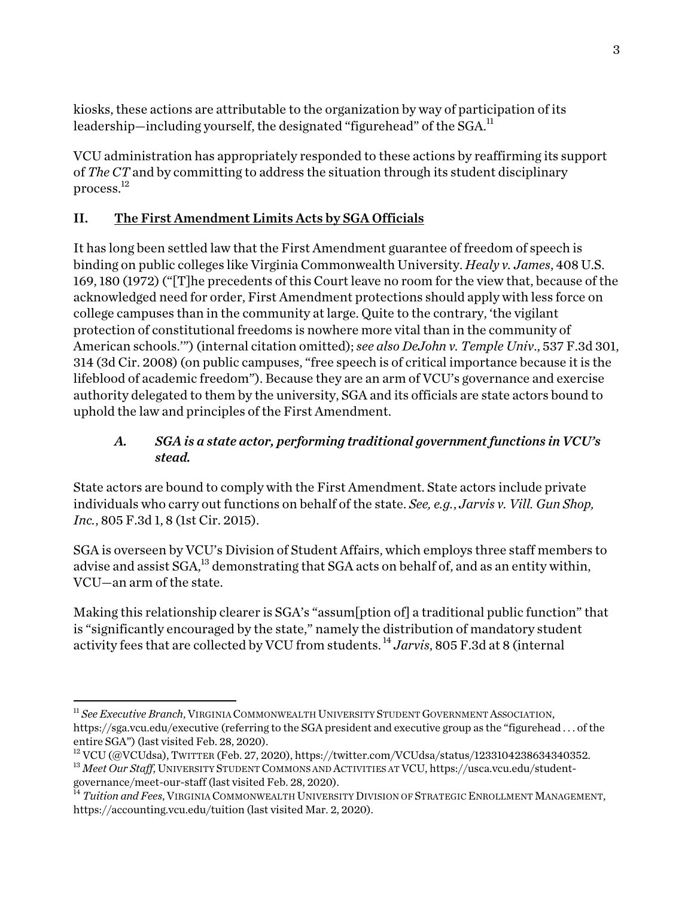kiosks, these actions are attributable to the organization by way of participation of its leadership—including yourself, the designated "figurehead" of the SGA.[11]

VCU administration has appropriately responded to these actions by reaffirming its support of *The CT* and by committing to address the situation through its student disciplinary process.[12]

## II. The First Amendment Limits Acts by SGA Officials

It has long been settled law that the First Amendment guarantee of freedom of speech is binding on public colleges like Virginia Commonwealth University. *Healy v. James*, 408 U.S. 169, 180 (1972) ("[T]he precedents of this Court leave no room for the view that, because of the acknowledged need for order, First Amendment protections should apply with less force on college campuses than in the community at large. Quite to the contrary, 'the vigilant protection of constitutional freedoms is nowhere more vital than in the community of American schools.'") (internal citation omitted); *see also DeJohn v. Temple Univ*., 537 F.3d 301, 314 (3d Cir. 2008) (on public campuses, "free speech is of critical importance because it is the lifeblood of academic freedom"). Because they are an arm of VCU's governance and exercise authority delegated to them by the university, SGA and its officials are state actors bound to uphold the law and principles of the First Amendment.

### A. *SGA is a state actor, performing traditional government functions in VCU's stead.*

State actors are bound to comply with the First Amendment. State actors include private individuals who carry out functions on behalf of the state. *See, e.g.*, *Jarvis v. Vill. Gun Shop, Inc.*, 805 F.3d 1, 8 (1st Cir. 2015).

SGA is overseen by VCU's Division of Student Affairs, which employs three staff members to advise and assist SGA,[13] demonstrating that SGA acts on behalf of, and as an entity within, VCU—an arm of the state.

Making this relationship clearer is SGA's "assum[ption of] a traditional public function" that is "significantly encouraged by the state," namely the distribution of mandatory student activity fees that are collected by VCU from students.[14] *Jarvis*, 805 F.3d at 8 (internal

---

[11] *See Executive Branch*, VIRGINIA COMMONWEALTH UNIVERSITY STUDENT GOVERNMENT ASSOCIATION, https://sga.vcu.edu/executive (referring to the SGA president and executive group as the "figurehead . . . of the entire SGA") (last visited Feb. 28, 2020).

[12] VCU (@VCUdsa), TWITTER (Feb. 27, 2020), https://twitter.com/VCUdsa/status/1233104238634340352.

[13] *Meet Our Staff*, UNIVERSITY STUDENT COMMONS AND ACTIVITIES AT VCU, https://usca.vcu.edu/student-governance/meet-our-staff (last visited Feb. 28, 2020).

[14] *Tuition and Fees*, VIRGINIA COMMONWEALTH UNIVERSITY DIVISION OF STRATEGIC ENROLLMENT MANAGEMENT, https://accounting.vcu.edu/tuition (last visited Mar. 2, 2020).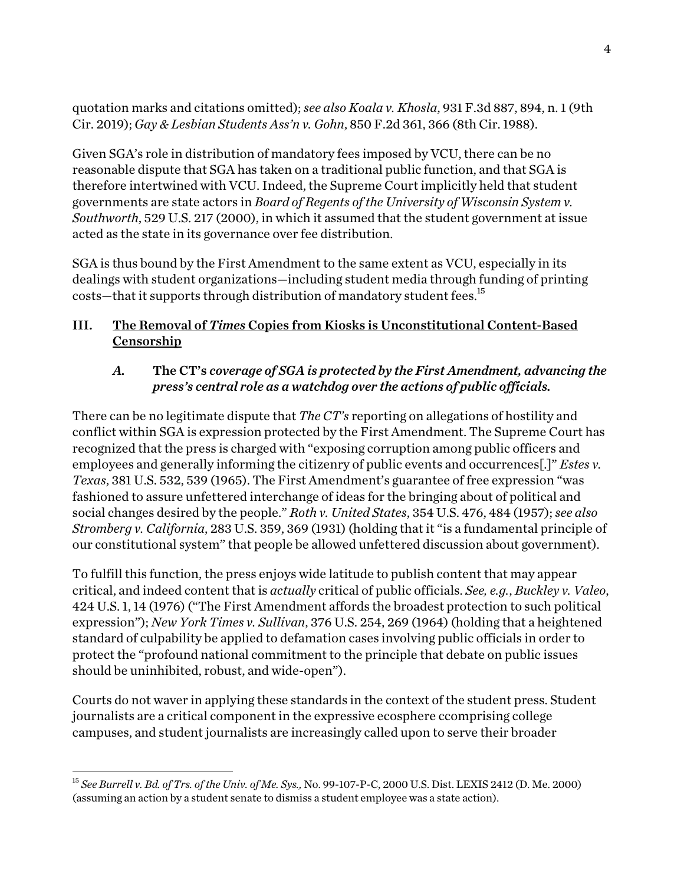quotation marks and citations omitted); *see also Koala v. Khosla*, 931 F.3d 887, 894, n. 1 (9th Cir. 2019); *Gay & Lesbian Students Ass'n v. Gohn*, 850 F.2d 361, 366 (8th Cir. 1988).

Given SGA's role in distribution of mandatory fees imposed by VCU, there can be no reasonable dispute that SGA has taken on a traditional public function, and that SGA is therefore intertwined with VCU. Indeed, the Supreme Court implicitly held that student governments are state actors in *Board of Regents of the University of Wisconsin System v. Southworth*, 529 U.S. 217 (2000), in which it assumed that the student government at issue acted as the state in its governance over fee distribution.

SGA is thus bound by the First Amendment to the same extent as VCU, especially in its dealings with student organizations—including student media through funding of printing costs—that it supports through distribution of mandatory student fees.[15]

## III. The Removal of *Times* Copies from Kiosks is Unconstitutional Content-Based Censorship

### *A.* The CT's *coverage of SGA is protected by the First Amendment, advancing the press's central role as a watchdog over the actions of public officials.*

There can be no legitimate dispute that *The CT's* reporting on allegations of hostility and conflict within SGA is expression protected by the First Amendment. The Supreme Court has recognized that the press is charged with "exposing corruption among public officers and employees and generally informing the citizenry of public events and occurrences[.]" *Estes v. Texas*, 381 U.S. 532, 539 (1965). The First Amendment's guarantee of free expression "was fashioned to assure unfettered interchange of ideas for the bringing about of political and social changes desired by the people." *Roth v. United States*, 354 U.S. 476, 484 (1957); *see also Stromberg v. California*, 283 U.S. 359, 369 (1931) (holding that it "is a fundamental principle of our constitutional system" that people be allowed unfettered discussion about government).

To fulfill this function, the press enjoys wide latitude to publish content that may appear critical, and indeed content that is *actually* critical of public officials. *See, e.g.*, *Buckley v. Valeo*, 424 U.S. 1, 14 (1976) ("The First Amendment affords the broadest protection to such political expression"); *New York Times v. Sullivan*, 376 U.S. 254, 269 (1964) (holding that a heightened standard of culpability be applied to defamation cases involving public officials in order to protect the "profound national commitment to the principle that debate on public issues should be uninhibited, robust, and wide-open").

Courts do not waver in applying these standards in the context of the student press. Student journalists are a critical component in the expressive ecosphere ccomprising college campuses, and student journalists are increasingly called upon to serve their broader

---

[15] *See Burrell v. Bd. of Trs. of the Univ. of Me. Sys.*, No. 99-107-P-C, 2000 U.S. Dist. LEXIS 2412 (D. Me. 2000) (assuming an action by a student senate to dismiss a student employee was a state action).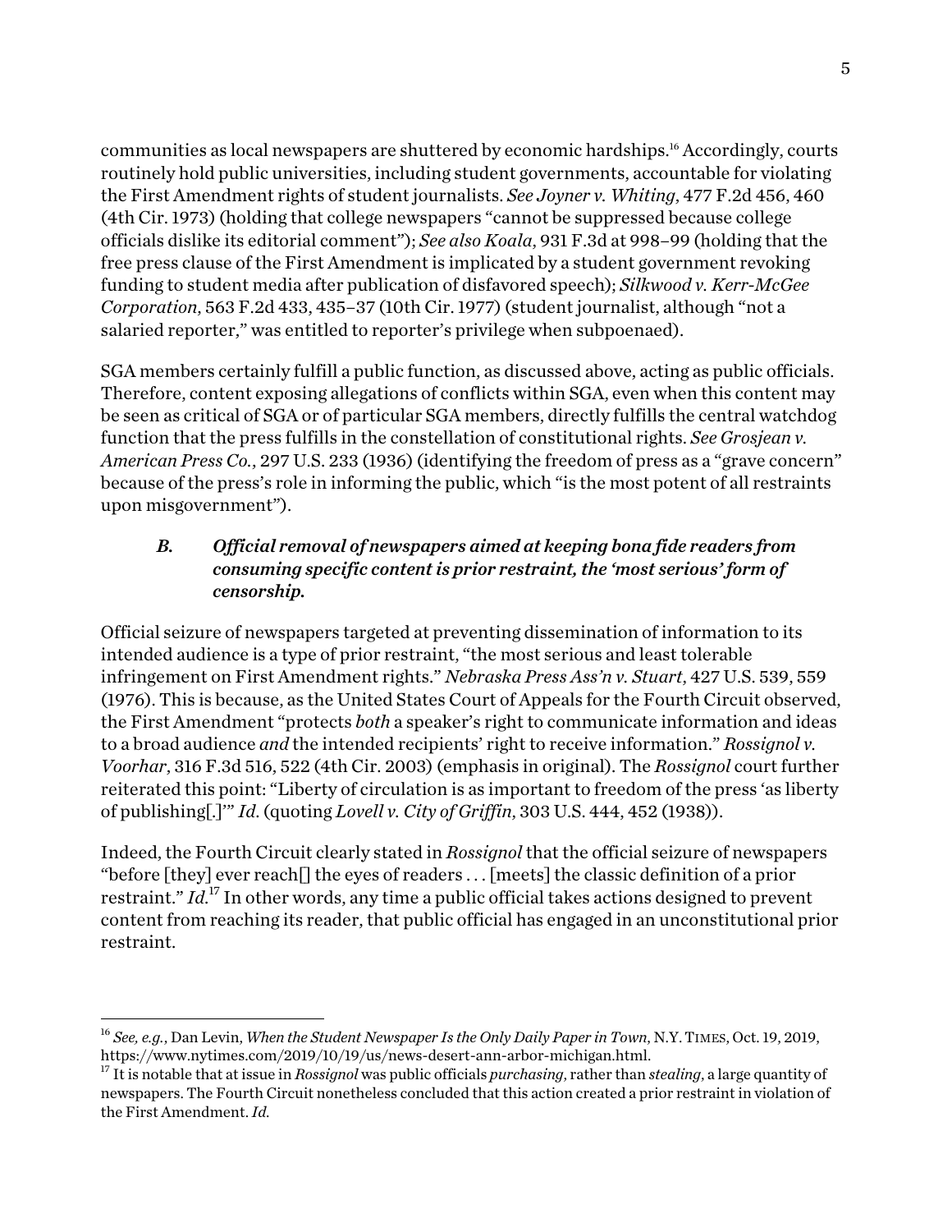communities as local newspapers are shuttered by economic hardships.[16] Accordingly, courts routinely hold public universities, including student governments, accountable for violating the First Amendment rights of student journalists. *See Joyner v. Whiting*, 477 F.2d 456, 460 (4th Cir. 1973) (holding that college newspapers "cannot be suppressed because college officials dislike its editorial comment"); *See also Koala*, 931 F.3d at 998–99 (holding that the free press clause of the First Amendment is implicated by a student government revoking funding to student media after publication of disfavored speech); *Silkwood v. Kerr-McGee Corporation*, 563 F.2d 433, 435–37 (10th Cir. 1977) (student journalist, although "not a salaried reporter," was entitled to reporter's privilege when subpoenaed).

SGA members certainly fulfill a public function, as discussed above, acting as public officials. Therefore, content exposing allegations of conflicts within SGA, even when this content may be seen as critical of SGA or of particular SGA members, directly fulfills the central watchdog function that the press fulfills in the constellation of constitutional rights. *See Grosjean v. American Press Co.*, 297 U.S. 233 (1936) (identifying the freedom of press as a "grave concern" because of the press's role in informing the public, which "is the most potent of all restraints upon misgovernment").

### *B. Official removal of newspapers aimed at keeping bona fide readers from consuming specific content is prior restraint, the 'most serious' form of censorship.*

Official seizure of newspapers targeted at preventing dissemination of information to its intended audience is a type of prior restraint, "the most serious and least tolerable infringement on First Amendment rights." *Nebraska Press Ass'n v. Stuart*, 427 U.S. 539, 559 (1976). This is because, as the United States Court of Appeals for the Fourth Circuit observed, the First Amendment "protects *both* a speaker's right to communicate information and ideas to a broad audience *and* the intended recipients' right to receive information." *Rossignol v. Voorhar*, 316 F.3d 516, 522 (4th Cir. 2003) (emphasis in original). The *Rossignol* court further reiterated this point: "Liberty of circulation is as important to freedom of the press 'as liberty of publishing[.]'" *Id.* (quoting *Lovell v. City of Griffin*, 303 U.S. 444, 452 (1938)).

Indeed, the Fourth Circuit clearly stated in *Rossignol* that the official seizure of newspapers "before [they] ever reach[] the eyes of readers . . . [meets] the classic definition of a prior restraint." *Id.*[17] In other words, any time a public official takes actions designed to prevent content from reaching its reader, that public official has engaged in an unconstitutional prior restraint.

---

[16] *See, e.g.*, Dan Levin, *When the Student Newspaper Is the Only Daily Paper in Town*, N.Y. TIMES, Oct. 19, 2019, https://www.nytimes.com/2019/10/19/us/news-desert-ann-arbor-michigan.html.

[17] It is notable that at issue in *Rossignol* was public officials *purchasing*, rather than *stealing*, a large quantity of newspapers. The Fourth Circuit nonetheless concluded that this action created a prior restraint in violation of the First Amendment. *Id.*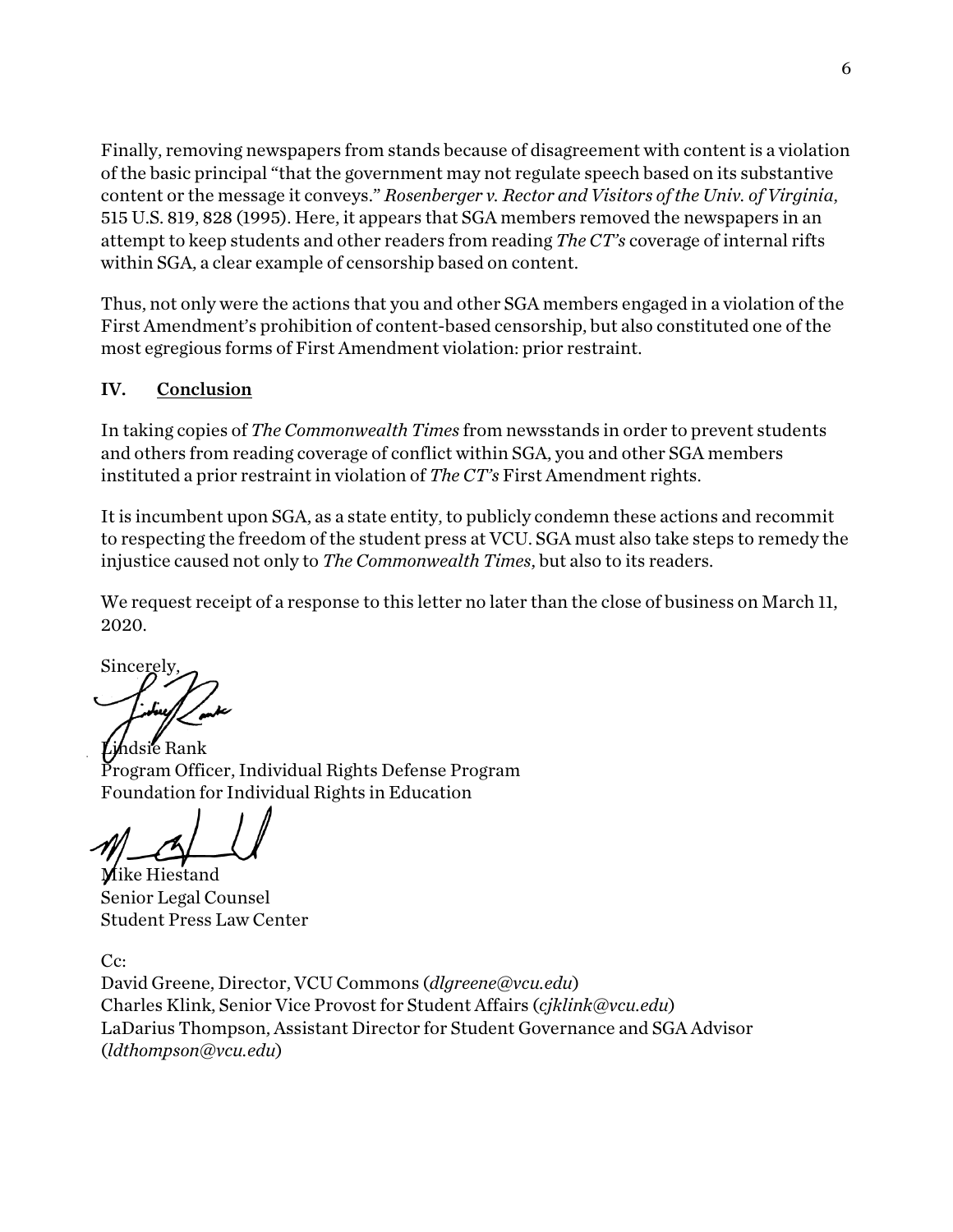Finally, removing newspapers from stands because of disagreement with content is a violation of the basic principal "that the government may not regulate speech based on its substantive content or the message it conveys." *Rosenberger v. Rector and Visitors of the Univ. of Virginia*, 515 U.S. 819, 828 (1995). Here, it appears that SGA members removed the newspapers in an attempt to keep students and other readers from reading *The CT's* coverage of internal rifts within SGA, a clear example of censorship based on content.

Thus, not only were the actions that you and other SGA members engaged in a violation of the First Amendment's prohibition of content-based censorship, but also constituted one of the most egregious forms of First Amendment violation: prior restraint.

## IV. Conclusion

In taking copies of *The Commonwealth Times* from newsstands in order to prevent students and others from reading coverage of conflict within SGA, you and other SGA members instituted a prior restraint in violation of *The CT's* First Amendment rights.

It is incumbent upon SGA, as a state entity, to publicly condemn these actions and recommit to respecting the freedom of the student press at VCU. SGA must also take steps to remedy the injustice caused not only to *The Commonwealth Times*, but also to its readers.

We request receipt of a response to this letter no later than the close of business on March 11, 2020.

Sincerely,

Lindsie Rank
Program Officer, Individual Rights Defense Program
Foundation for Individual Rights in Education

Mike Hiestand
Senior Legal Counsel
Student Press Law Center

Cc:
David Greene, Director, VCU Commons (*dlgreene@vcu.edu*)
Charles Klink, Senior Vice Provost for Student Affairs (*cjklink@vcu.edu*)
LaDarius Thompson, Assistant Director for Student Governance and SGA Advisor (*ldthompson@vcu.edu*)